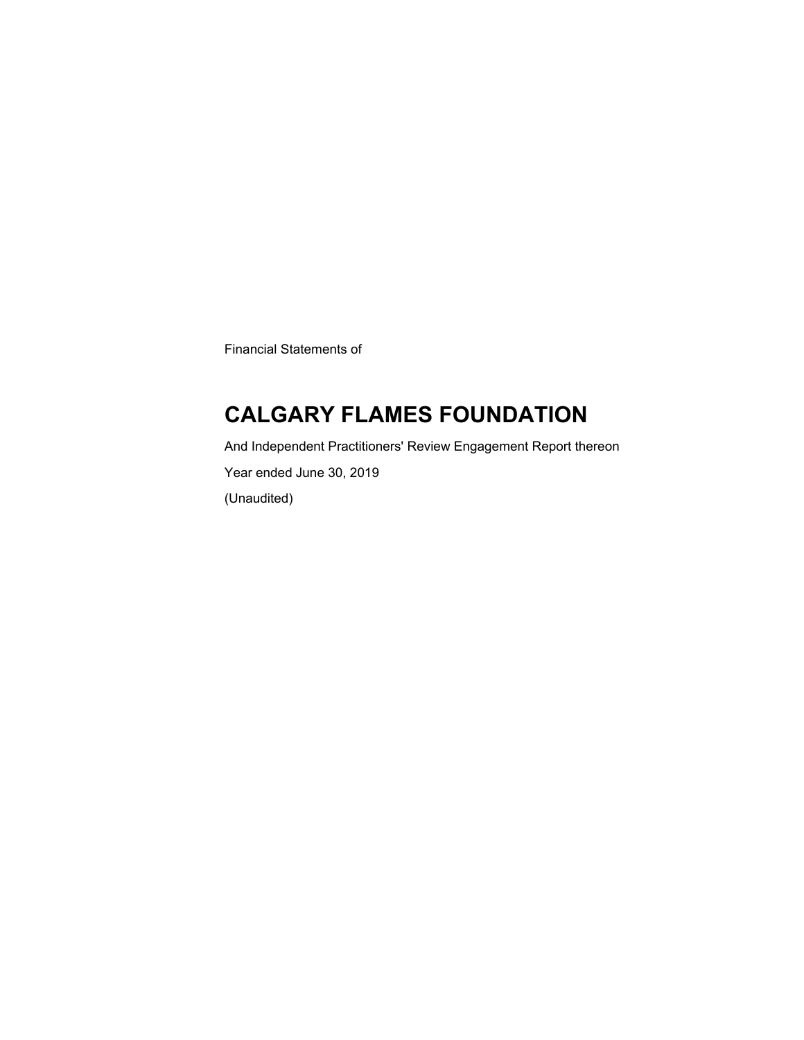Financial Statements of

# CALGARY FLAMES FOUNDATION

And Independent Practitioners' Review Engagement Report thereon

Year ended June 30, 2019

(Unaudited)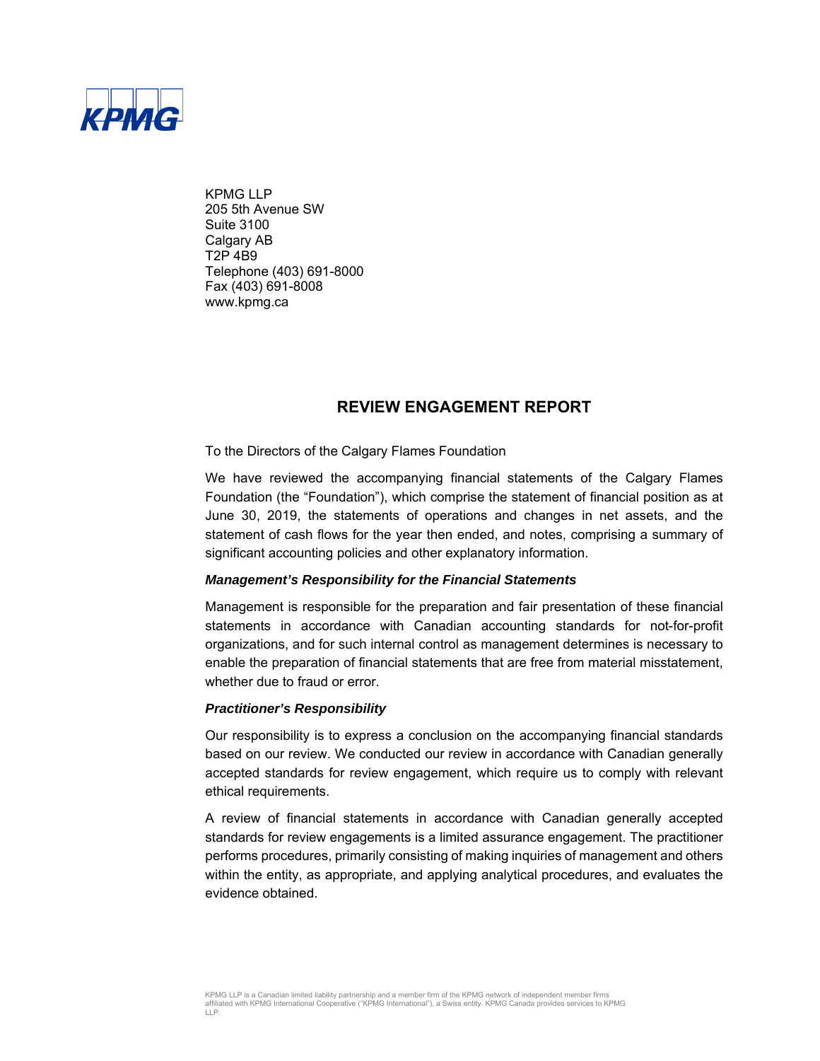KPMG

KPMG LLP
205 5th Avenue SW
Suite 3100
Calgary AB
T2P 4B9
Telephone (403) 691-8000
Fax (403) 691-8008
www.kpmg.ca

## REVIEW ENGAGEMENT REPORT

To the Directors of the Calgary Flames Foundation

We have reviewed the accompanying financial statements of the Calgary Flames Foundation (the "Foundation"), which comprise the statement of financial position as at June 30, 2019, the statements of operations and changes in net assets, and the statement of cash flows for the year then ended, and notes, comprising a summary of significant accounting policies and other explanatory information.

### *Management's Responsibility for the Financial Statements*

Management is responsible for the preparation and fair presentation of these financial statements in accordance with Canadian accounting standards for not-for-profit organizations, and for such internal control as management determines is necessary to enable the preparation of financial statements that are free from material misstatement, whether due to fraud or error.

### *Practitioner's Responsibility*

Our responsibility is to express a conclusion on the accompanying financial standards based on our review. We conducted our review in accordance with Canadian generally accepted standards for review engagement, which require us to comply with relevant ethical requirements.

A review of financial statements in accordance with Canadian generally accepted standards for review engagements is a limited assurance engagement. The practitioner performs procedures, primarily consisting of making inquiries of management and others within the entity, as appropriate, and applying analytical procedures, and evaluates the evidence obtained.

KPMG LLP is a Canadian limited liability partnership and a member firm of the KPMG network of independent member firms affiliated with KPMG International Cooperative ("KPMG International"), a Swiss entity. KPMG Canada provides services to KPMG LLP.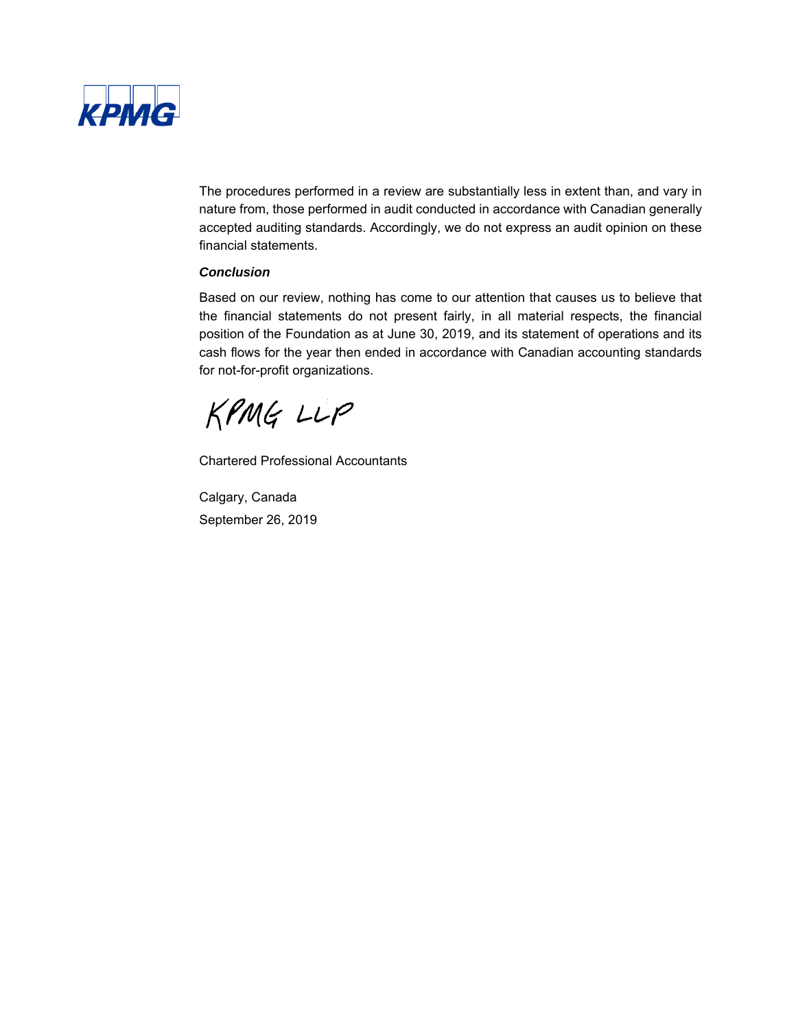The procedures performed in a review are substantially less in extent than, and vary in nature from, those performed in audit conducted in accordance with Canadian generally accepted auditing standards. Accordingly, we do not express an audit opinion on these financial statements.

***Conclusion***

Based on our review, nothing has come to our attention that causes us to believe that the financial statements do not present fairly, in all material respects, the financial position of the Foundation as at June 30, 2019, and its statement of operations and its cash flows for the year then ended in accordance with Canadian accounting standards for not-for-profit organizations.

KPMG LLP

Chartered Professional Accountants

Calgary, Canada

September 26, 2019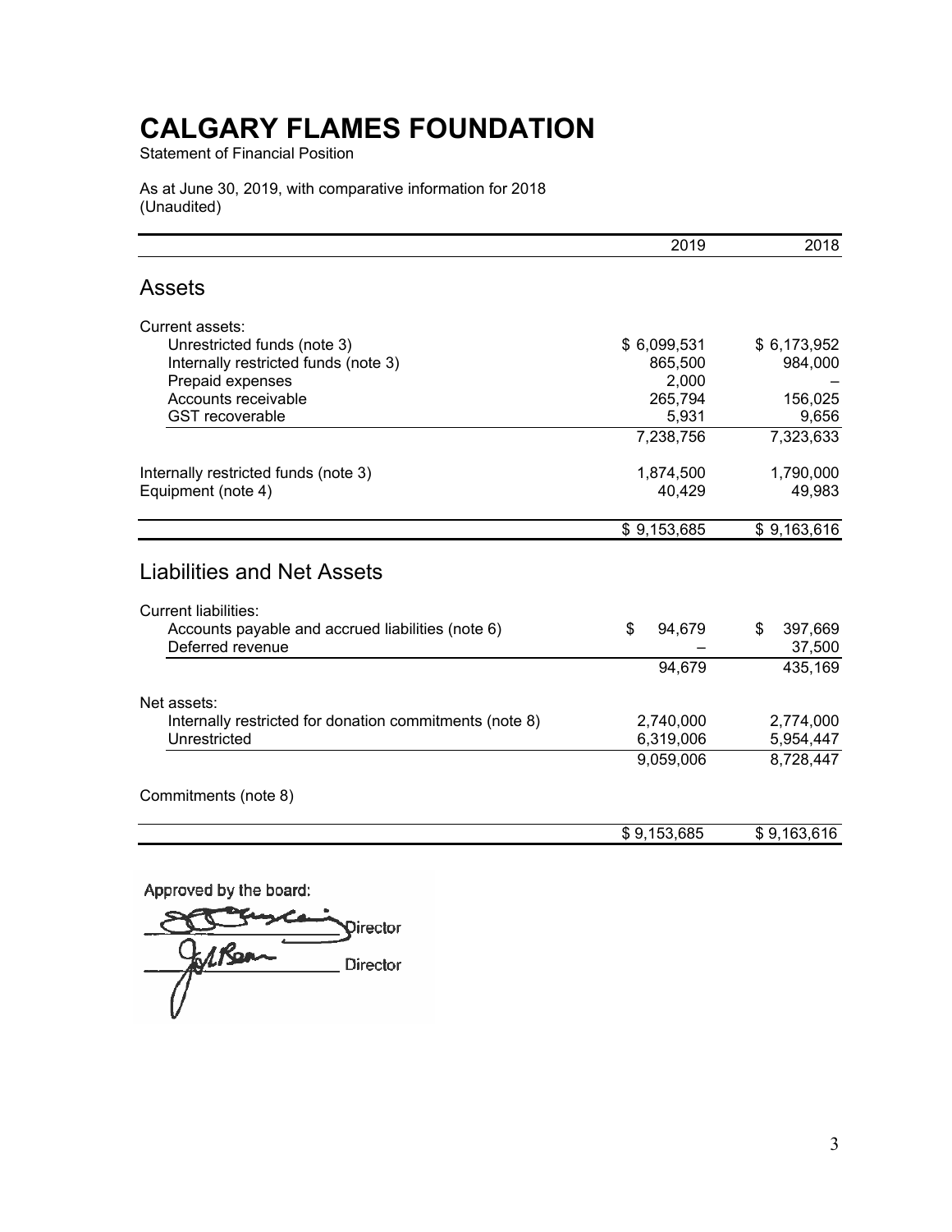# CALGARY FLAMES FOUNDATION

Statement of Financial Position

As at June 30, 2019, with comparative information for 2018
(Unaudited)

| | 2019 | 2018 |
|---|---|---|
| **Assets** | | |
| Current assets: | | |
| Unrestricted funds (note 3) | $ 6,099,531 | $ 6,173,952 |
| Internally restricted funds (note 3) | 865,500 | 984,000 |
| Prepaid expenses | 2,000 | – |
| Accounts receivable | 265,794 | 156,025 |
| GST recoverable | 5,931 | 9,656 |
| | 7,238,756 | 7,323,633 |
| Internally restricted funds (note 3) | 1,874,500 | 1,790,000 |
| Equipment (note 4) | 40,429 | 49,983 |
| | $ 9,153,685 | $ 9,163,616 |
| **Liabilities and Net Assets** | | |
| Current liabilities: | | |
| Accounts payable and accrued liabilities (note 6) | $ 94,679 | $ 397,669 |
| Deferred revenue | – | 37,500 |
| | 94,679 | 435,169 |
| Net assets: | | |
| Internally restricted for donation commitments (note 8) | 2,740,000 | 2,774,000 |
| Unrestricted | 6,319,006 | 5,954,447 |
| | 9,059,006 | 8,728,447 |
| Commitments (note 8) | | |
| | $ 9,153,685 | $ 9,163,616 |

Approved by the board:

\_\_\_\_\_\_\_\_\_\_\_\_\_\_\_\_\_\_ Director

\_\_\_\_\_\_\_\_\_\_\_\_\_\_\_\_\_\_ Director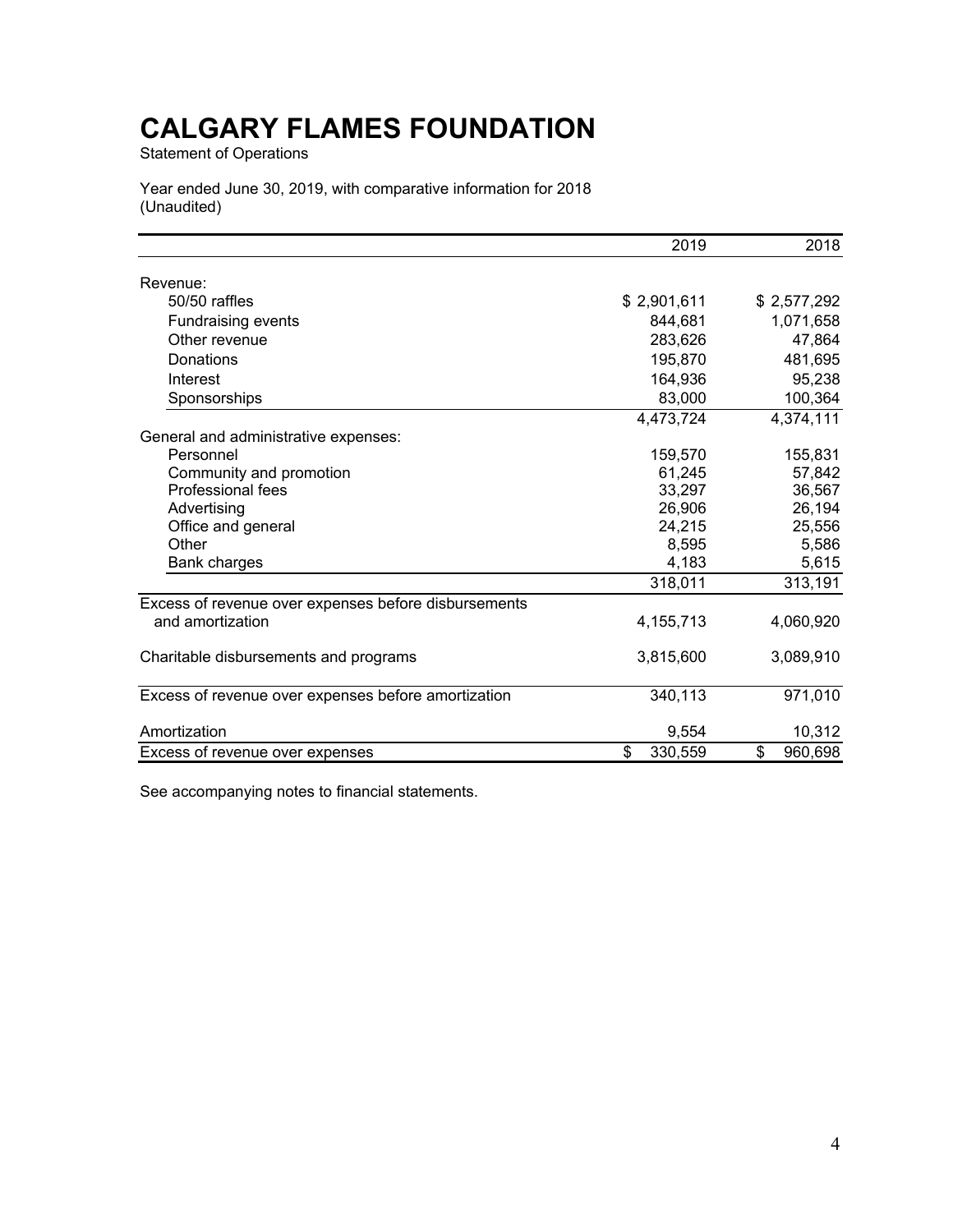# CALGARY FLAMES FOUNDATION

Statement of Operations

Year ended June 30, 2019, with comparative information for 2018
(Unaudited)

| | 2019 | 2018 |
|---|---|---|
| Revenue: | | |
| 50/50 raffles | $ 2,901,611 | $ 2,577,292 |
| Fundraising events | 844,681 | 1,071,658 |
| Other revenue | 283,626 | 47,864 |
| Donations | 195,870 | 481,695 |
| Interest | 164,936 | 95,238 |
| Sponsorships | 83,000 | 100,364 |
| | 4,473,724 | 4,374,111 |
| General and administrative expenses: | | |
| Personnel | 159,570 | 155,831 |
| Community and promotion | 61,245 | 57,842 |
| Professional fees | 33,297 | 36,567 |
| Advertising | 26,906 | 26,194 |
| Office and general | 24,215 | 25,556 |
| Other | 8,595 | 5,586 |
| Bank charges | 4,183 | 5,615 |
| | 318,011 | 313,191 |
| Excess of revenue over expenses before disbursements and amortization | 4,155,713 | 4,060,920 |
| Charitable disbursements and programs | 3,815,600 | 3,089,910 |
| Excess of revenue over expenses before amortization | 340,113 | 971,010 |
| Amortization | 9,554 | 10,312 |
| Excess of revenue over expenses | $ 330,559 | $ 960,698 |

See accompanying notes to financial statements.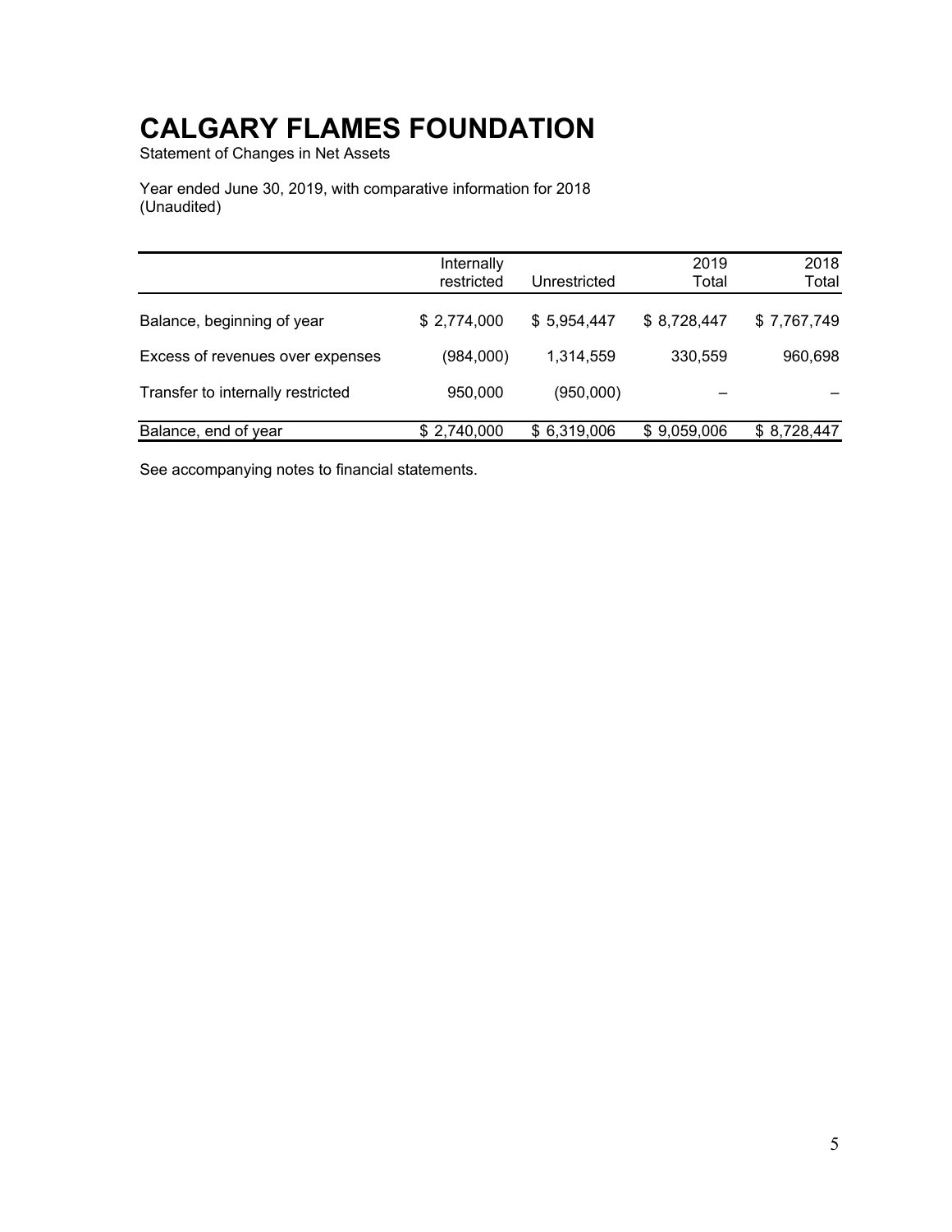# CALGARY FLAMES FOUNDATION

Statement of Changes in Net Assets

Year ended June 30, 2019, with comparative information for 2018
(Unaudited)

| | Internally restricted | Unrestricted | 2019 Total | 2018 Total |
|---|---|---|---|---|
| Balance, beginning of year | $ 2,774,000 | $ 5,954,447 | $ 8,728,447 | $ 7,767,749 |
| Excess of revenues over expenses | (984,000) | 1,314,559 | 330,559 | 960,698 |
| Transfer to internally restricted | 950,000 | (950,000) | – | – |
| Balance, end of year | $ 2,740,000 | $ 6,319,006 | $ 9,059,006 | $ 8,728,447 |

See accompanying notes to financial statements.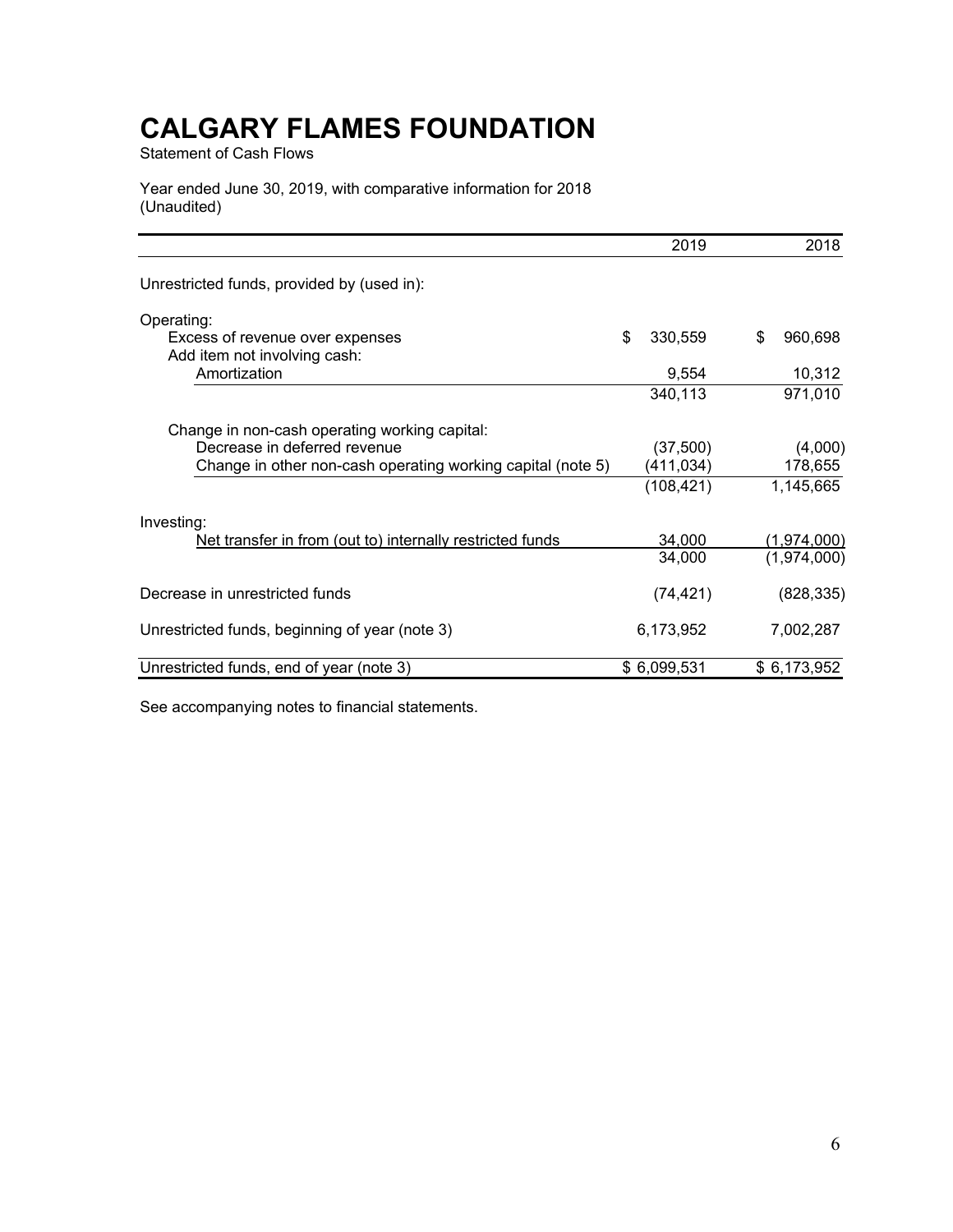# CALGARY FLAMES FOUNDATION

Statement of Cash Flows

Year ended June 30, 2019, with comparative information for 2018
(Unaudited)

| | 2019 | 2018 |
|---|---|---|
| Unrestricted funds, provided by (used in): | | |
| Operating: | | |
| Excess of revenue over expenses | $ 330,559 | $ 960,698 |
| Add item not involving cash: | | |
| Amortization | 9,554 | 10,312 |
| | 340,113 | 971,010 |
| Change in non-cash operating working capital: | | |
| Decrease in deferred revenue | (37,500) | (4,000) |
| Change in other non-cash operating working capital (note 5) | (411,034) | 178,655 |
| | (108,421) | 1,145,665 |
| Investing: | | |
| Net transfer in from (out to) internally restricted funds | 34,000 | (1,974,000) |
| | 34,000 | (1,974,000) |
| Decrease in unrestricted funds | (74,421) | (828,335) |
| Unrestricted funds, beginning of year (note 3) | 6,173,952 | 7,002,287 |
| Unrestricted funds, end of year (note 3) | $ 6,099,531 | $ 6,173,952 |

See accompanying notes to financial statements.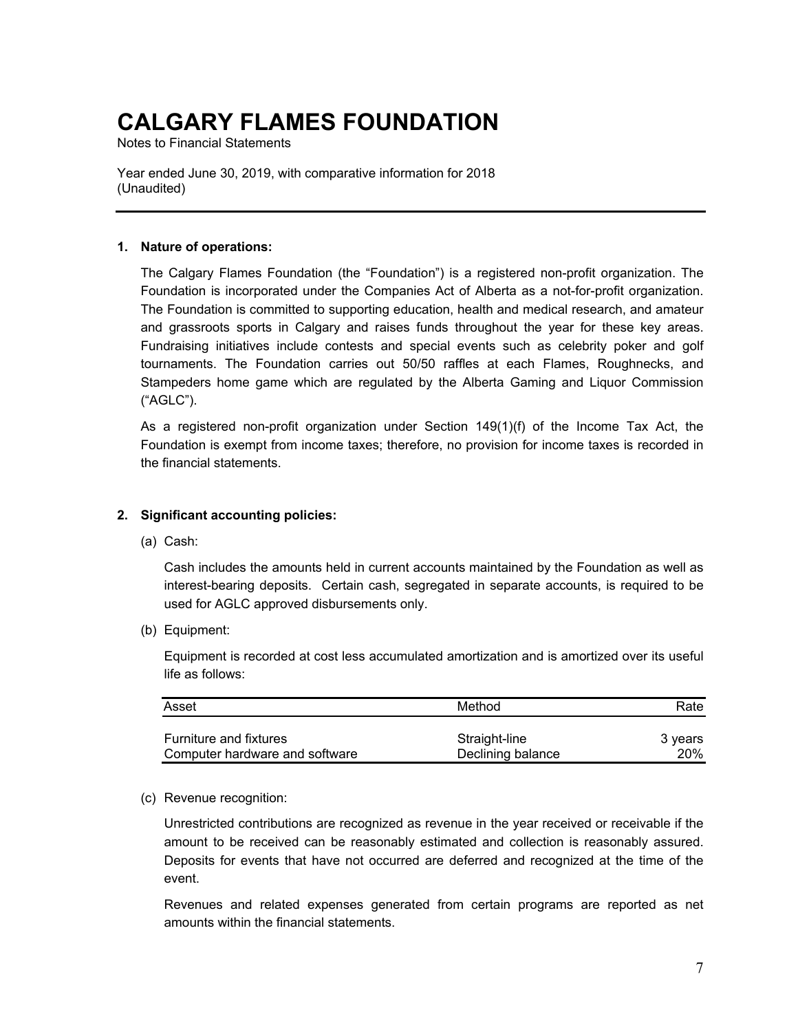# CALGARY FLAMES FOUNDATION

Notes to Financial Statements

Year ended June 30, 2019, with comparative information for 2018
(Unaudited)

---

**1. Nature of operations:**

The Calgary Flames Foundation (the "Foundation") is a registered non-profit organization. The Foundation is incorporated under the Companies Act of Alberta as a not-for-profit organization. The Foundation is committed to supporting education, health and medical research, and amateur and grassroots sports in Calgary and raises funds throughout the year for these key areas. Fundraising initiatives include contests and special events such as celebrity poker and golf tournaments. The Foundation carries out 50/50 raffles at each Flames, Roughnecks, and Stampeders home game which are regulated by the Alberta Gaming and Liquor Commission ("AGLC").

As a registered non-profit organization under Section 149(1)(f) of the Income Tax Act, the Foundation is exempt from income taxes; therefore, no provision for income taxes is recorded in the financial statements.

**2. Significant accounting policies:**

(a) Cash:

Cash includes the amounts held in current accounts maintained by the Foundation as well as interest-bearing deposits. Certain cash, segregated in separate accounts, is required to be used for AGLC approved disbursements only.

(b) Equipment:

Equipment is recorded at cost less accumulated amortization and is amortized over its useful life as follows:

| Asset | Method | Rate |
|---|---|---|
| Furniture and fixtures | Straight-line | 3 years |
| Computer hardware and software | Declining balance | 20% |

(c) Revenue recognition:

Unrestricted contributions are recognized as revenue in the year received or receivable if the amount to be received can be reasonably estimated and collection is reasonably assured. Deposits for events that have not occurred are deferred and recognized at the time of the event.

Revenues and related expenses generated from certain programs are reported as net amounts within the financial statements.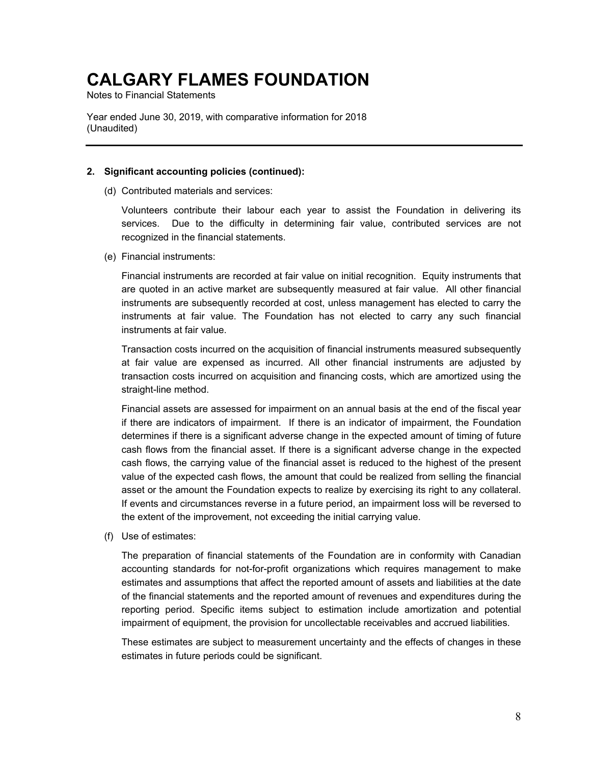# CALGARY FLAMES FOUNDATION

Notes to Financial Statements

Year ended June 30, 2019, with comparative information for 2018
(Unaudited)

---

**2. Significant accounting policies (continued):**

(d) Contributed materials and services:

Volunteers contribute their labour each year to assist the Foundation in delivering its services. Due to the difficulty in determining fair value, contributed services are not recognized in the financial statements.

(e) Financial instruments:

Financial instruments are recorded at fair value on initial recognition. Equity instruments that are quoted in an active market are subsequently measured at fair value. All other financial instruments are subsequently recorded at cost, unless management has elected to carry the instruments at fair value. The Foundation has not elected to carry any such financial instruments at fair value.

Transaction costs incurred on the acquisition of financial instruments measured subsequently at fair value are expensed as incurred. All other financial instruments are adjusted by transaction costs incurred on acquisition and financing costs, which are amortized using the straight-line method.

Financial assets are assessed for impairment on an annual basis at the end of the fiscal year if there are indicators of impairment. If there is an indicator of impairment, the Foundation determines if there is a significant adverse change in the expected amount of timing of future cash flows from the financial asset. If there is a significant adverse change in the expected cash flows, the carrying value of the financial asset is reduced to the highest of the present value of the expected cash flows, the amount that could be realized from selling the financial asset or the amount the Foundation expects to realize by exercising its right to any collateral. If events and circumstances reverse in a future period, an impairment loss will be reversed to the extent of the improvement, not exceeding the initial carrying value.

(f) Use of estimates:

The preparation of financial statements of the Foundation are in conformity with Canadian accounting standards for not-for-profit organizations which requires management to make estimates and assumptions that affect the reported amount of assets and liabilities at the date of the financial statements and the reported amount of revenues and expenditures during the reporting period. Specific items subject to estimation include amortization and potential impairment of equipment, the provision for uncollectable receivables and accrued liabilities.

These estimates are subject to measurement uncertainty and the effects of changes in these estimates in future periods could be significant.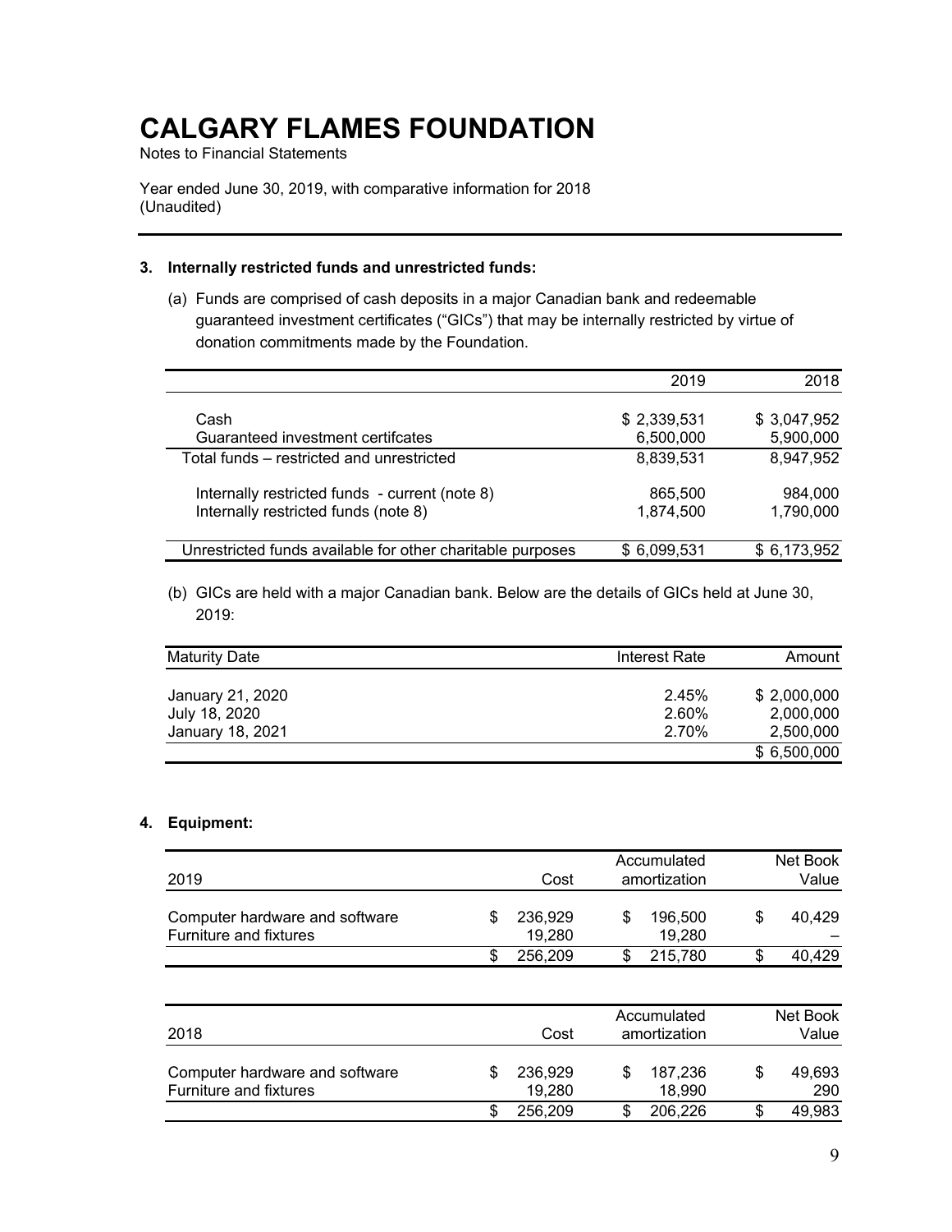# CALGARY FLAMES FOUNDATION

Notes to Financial Statements

Year ended June 30, 2019, with comparative information for 2018
(Unaudited)

---

**3. Internally restricted funds and unrestricted funds:**

(a) Funds are comprised of cash deposits in a major Canadian bank and redeemable guaranteed investment certificates ("GICs") that may be internally restricted by virtue of donation commitments made by the Foundation.

| | 2019 | 2018 |
|---|---:|---:|
| Cash | $ 2,339,531 | $ 3,047,952 |
| Guaranteed investment certifcates | 6,500,000 | 5,900,000 |
| Total funds – restricted and unrestricted | 8,839,531 | 8,947,952 |
| Internally restricted funds - current (note 8) | 865,500 | 984,000 |
| Internally restricted funds (note 8) | 1,874,500 | 1,790,000 |
| Unrestricted funds available for other charitable purposes | $ 6,099,531 | $ 6,173,952 |

(b) GICs are held with a major Canadian bank. Below are the details of GICs held at June 30, 2019:

| Maturity Date | Interest Rate | Amount |
|---|---:|---:|
| January 21, 2020 | 2.45% | $ 2,000,000 |
| July 18, 2020 | 2.60% | 2,000,000 |
| January 18, 2021 | 2.70% | 2,500,000 |
| | | $ 6,500,000 |

**4. Equipment:**

| 2019 | Cost | Accumulated amortization | Net Book Value |
|---|---:|---:|---:|
| Computer hardware and software | $ 236,929 | $ 196,500 | $ 40,429 |
| Furniture and fixtures | 19,280 | 19,280 | – |
| | $ 256,209 | $ 215,780 | $ 40,429 |

| 2018 | Cost | Accumulated amortization | Net Book Value |
|---|---:|---:|---:|
| Computer hardware and software | $ 236,929 | $ 187,236 | $ 49,693 |
| Furniture and fixtures | 19,280 | 18,990 | 290 |
| | $ 256,209 | $ 206,226 | $ 49,983 |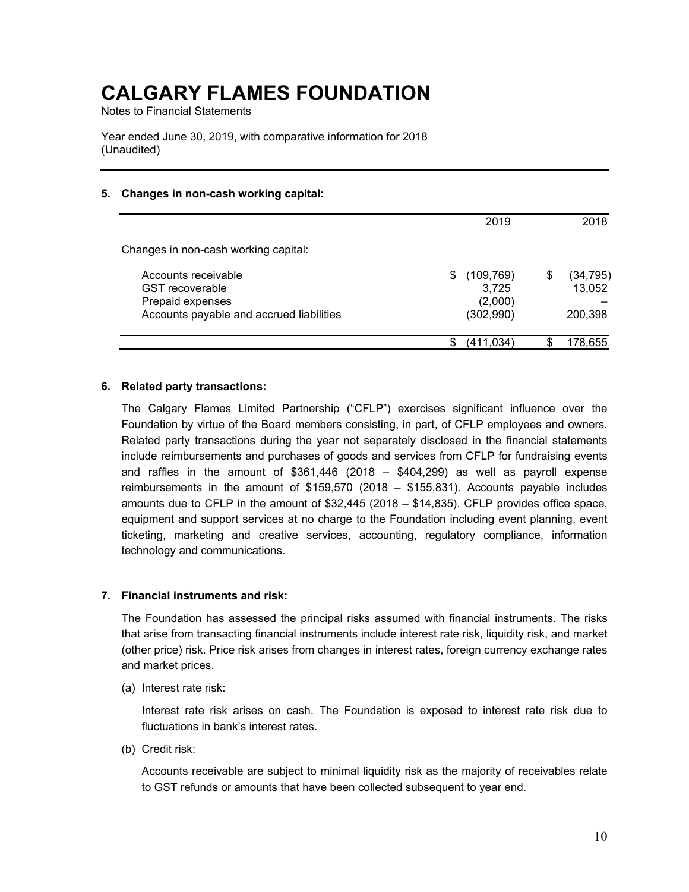# CALGARY FLAMES FOUNDATION

Notes to Financial Statements

Year ended June 30, 2019, with comparative information for 2018
(Unaudited)

### 5. Changes in non-cash working capital:

| | 2019 | 2018 |
|---|---|---|
| Changes in non-cash working capital: | | |
| Accounts receivable | $ (109,769) | $ (34,795) |
| GST recoverable | 3,725 | 13,052 |
| Prepaid expenses | (2,000) | – |
| Accounts payable and accrued liabilities | (302,990) | 200,398 |
| | $ (411,034) | $ 178,655 |

### 6. Related party transactions:

The Calgary Flames Limited Partnership ("CFLP") exercises significant influence over the Foundation by virtue of the Board members consisting, in part, of CFLP employees and owners. Related party transactions during the year not separately disclosed in the financial statements include reimbursements and purchases of goods and services from CFLP for fundraising events and raffles in the amount of $361,446 (2018 – $404,299) as well as payroll expense reimbursements in the amount of $159,570 (2018 – $155,831). Accounts payable includes amounts due to CFLP in the amount of $32,445 (2018 – $14,835). CFLP provides office space, equipment and support services at no charge to the Foundation including event planning, event ticketing, marketing and creative services, accounting, regulatory compliance, information technology and communications.

### 7. Financial instruments and risk:

The Foundation has assessed the principal risks assumed with financial instruments. The risks that arise from transacting financial instruments include interest rate risk, liquidity risk, and market (other price) risk. Price risk arises from changes in interest rates, foreign currency exchange rates and market prices.

(a) Interest rate risk:

Interest rate risk arises on cash. The Foundation is exposed to interest rate risk due to fluctuations in bank's interest rates.

(b) Credit risk:

Accounts receivable are subject to minimal liquidity risk as the majority of receivables relate to GST refunds or amounts that have been collected subsequent to year end.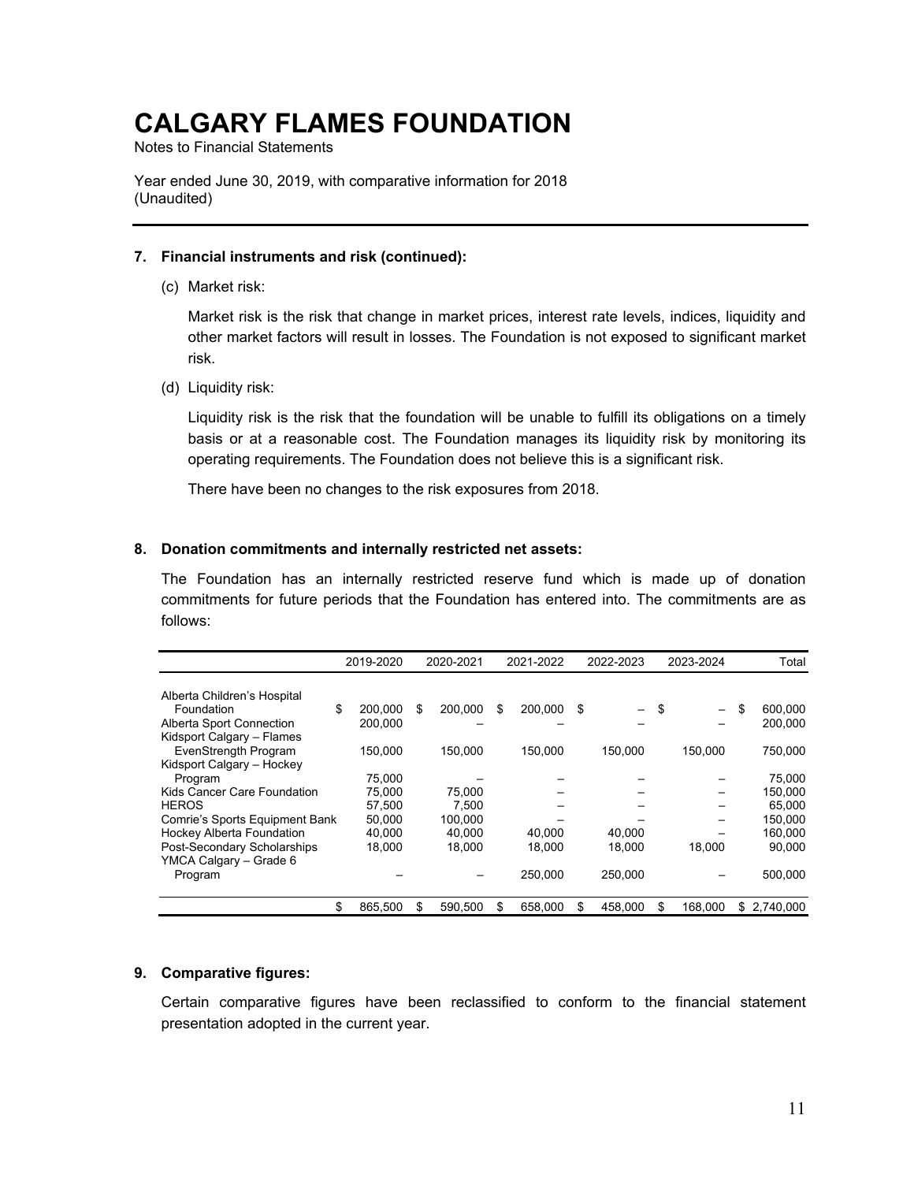# CALGARY FLAMES FOUNDATION

Notes to Financial Statements

Year ended June 30, 2019, with comparative information for 2018
(Unaudited)

---

**7. Financial instruments and risk (continued):**

(c) Market risk:

Market risk is the risk that change in market prices, interest rate levels, indices, liquidity and other market factors will result in losses. The Foundation is not exposed to significant market risk.

(d) Liquidity risk:

Liquidity risk is the risk that the foundation will be unable to fulfill its obligations on a timely basis or at a reasonable cost. The Foundation manages its liquidity risk by monitoring its operating requirements. The Foundation does not believe this is a significant risk.

There have been no changes to the risk exposures from 2018.

**8. Donation commitments and internally restricted net assets:**

The Foundation has an internally restricted reserve fund which is made up of donation commitments for future periods that the Foundation has entered into. The commitments are as follows:

| | 2019-2020 | 2020-2021 | 2021-2022 | 2022-2023 | 2023-2024 | Total |
|---|---|---|---|---|---|---|
| Alberta Children's Hospital Foundation | $ 200,000 | $ 200,000 | $ 200,000 | $ – | $ – | $ 600,000 |
| Alberta Sport Connection | 200,000 | – | – | – | – | 200,000 |
| Kidsport Calgary – Flames EvenStrength Program | 150,000 | 150,000 | 150,000 | 150,000 | 150,000 | 750,000 |
| Kidsport Calgary – Hockey Program | 75,000 | – | – | – | – | 75,000 |
| Kids Cancer Care Foundation | 75,000 | 75,000 | – | – | – | 150,000 |
| HEROS | 57,500 | 7,500 | – | – | – | 65,000 |
| Comrie's Sports Equipment Bank | 50,000 | 100,000 | – | – | – | 150,000 |
| Hockey Alberta Foundation | 40,000 | 40,000 | 40,000 | 40,000 | – | 160,000 |
| Post-Secondary Scholarships | 18,000 | 18,000 | 18,000 | 18,000 | 18,000 | 90,000 |
| YMCA Calgary – Grade 6 Program | – | – | 250,000 | 250,000 | – | 500,000 |
| | $ 865,500 | $ 590,500 | $ 658,000 | $ 458,000 | $ 168,000 | $ 2,740,000 |

**9. Comparative figures:**

Certain comparative figures have been reclassified to conform to the financial statement presentation adopted in the current year.